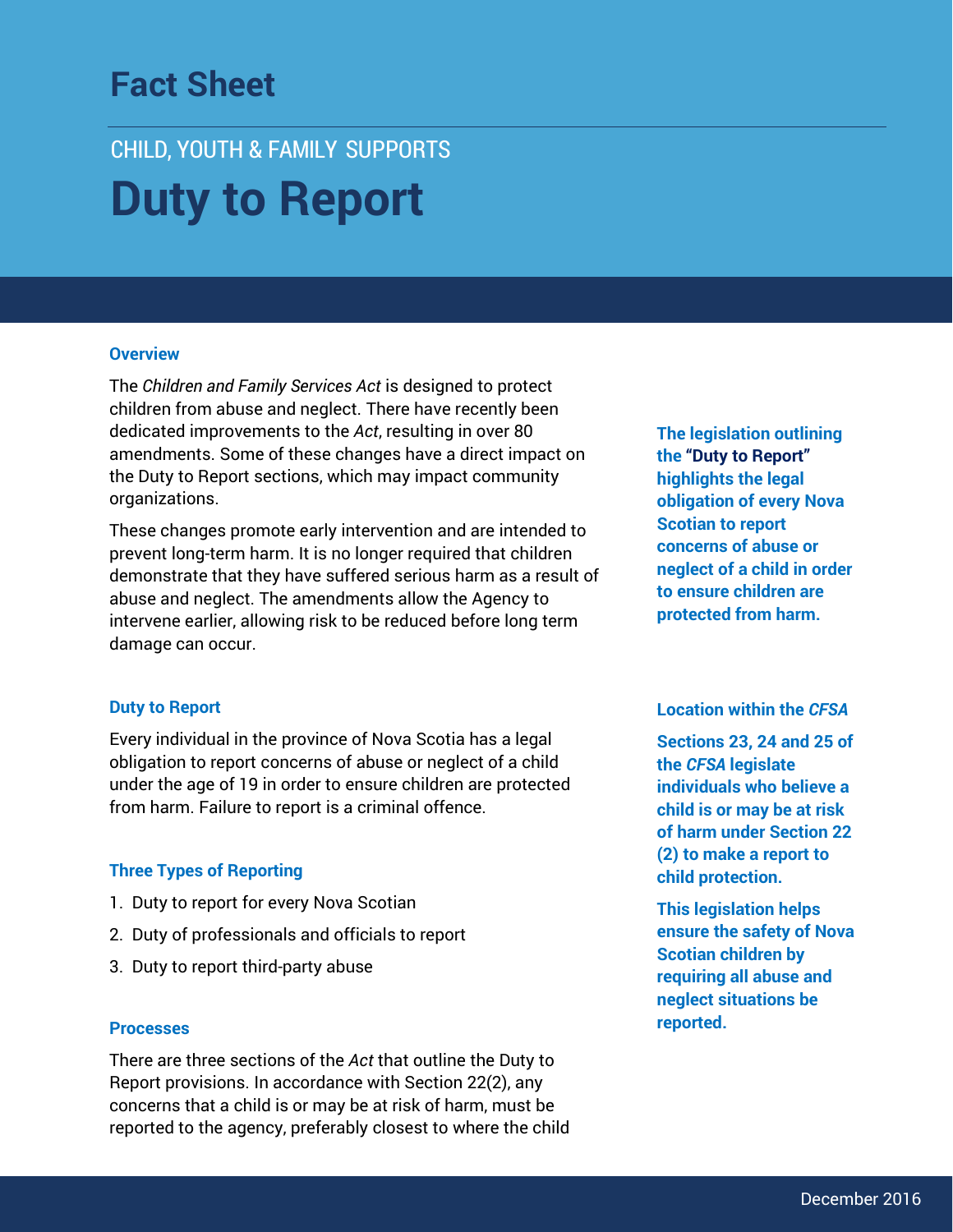# Fact Sheet

CHILD, YOUTH & FAMILY SUPPORTS

# Duty to Report

### Overview

The *Children and Family Services Act* is designed to protect children from abuse and neglect. There have recently been dedicated improvements to the *Act*, resulting in over 80 amendments. Some of these changes have a direct impact on the Duty to Report sections, which may impact community organizations.

These changes promote early intervention and are intended to prevent long-term harm. It is no longer required that children demonstrate that they have suffered serious harm as a result of abuse and neglect. The amendments allow the Agency to intervene earlier, allowing risk to be reduced before long term damage can occur.

**The legislation outlining the "Duty to Report" highlights the legal obligation of every Nova Scotian to report concerns of abuse or neglect of a child in order to ensure children are protected from harm.**

### Duty to Report

Every individual in the province of Nova Scotia has a legal obligation to report concerns of abuse or neglect of a child under the age of 19 in order to ensure children are protected from harm. Failure to report is a criminal offence.

### Location within the *CFSA*

**Sections 23, 24 and 25 of the *CFSA* legislate individuals who believe a child is or may be at risk of harm under Section 22 (2) to make a report to child protection.**

**This legislation helps ensure the safety of Nova Scotian children by requiring all abuse and neglect situations be reported.**

### Three Types of Reporting

1. Duty to report for every Nova Scotian
2. Duty of professionals and officials to report
3. Duty to report third-party abuse

### Processes

There are three sections of the *Act* that outline the Duty to Report provisions. In accordance with Section 22(2), any concerns that a child is or may be at risk of harm, must be reported to the agency, preferably closest to where the child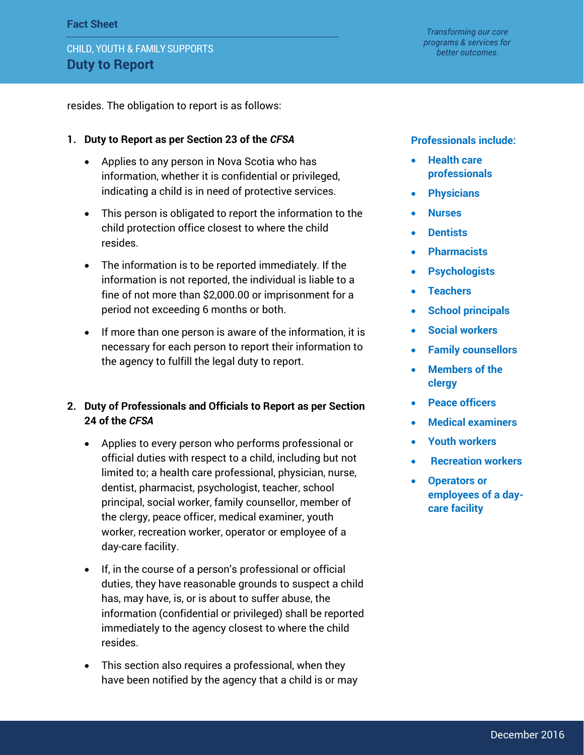resides. The obligation to report is as follows:

1. **Duty to Report as per Section 23 of the *CFSA***

    - Applies to any person in Nova Scotia who has information, whether it is confidential or privileged, indicating a child is in need of protective services.
    - This person is obligated to report the information to the child protection office closest to where the child resides.
    - The information is to be reported immediately. If the information is not reported, the individual is liable to a fine of not more than $2,000.00 or imprisonment for a period not exceeding 6 months or both.
    - If more than one person is aware of the information, it is necessary for each person to report their information to the agency to fulfill the legal duty to report.

2. **Duty of Professionals and Officials to Report as per Section 24 of the *CFSA***

    - Applies to every person who performs professional or official duties with respect to a child, including but not limited to; a health care professional, physician, nurse, dentist, pharmacist, psychologist, teacher, school principal, social worker, family counsellor, member of the clergy, peace officer, medical examiner, youth worker, recreation worker, operator or employee of a day-care facility.
    - If, in the course of a person's professional or official duties, they have reasonable grounds to suspect a child has, may have, is, or is about to suffer abuse, the information (confidential or privileged) shall be reported immediately to the agency closest to where the child resides.
    - This section also requires a professional, when they have been notified by the agency that a child is or may

**Professionals include:**

- **Health care professionals**
- **Physicians**
- **Nurses**
- **Dentists**
- **Pharmacists**
- **Psychologists**
- **Teachers**
- **School principals**
- **Social workers**
- **Family counsellors**
- **Members of the clergy**
- **Peace officers**
- **Medical examiners**
- **Youth workers**
- **Recreation workers**
- **Operators or employees of a day-care facility**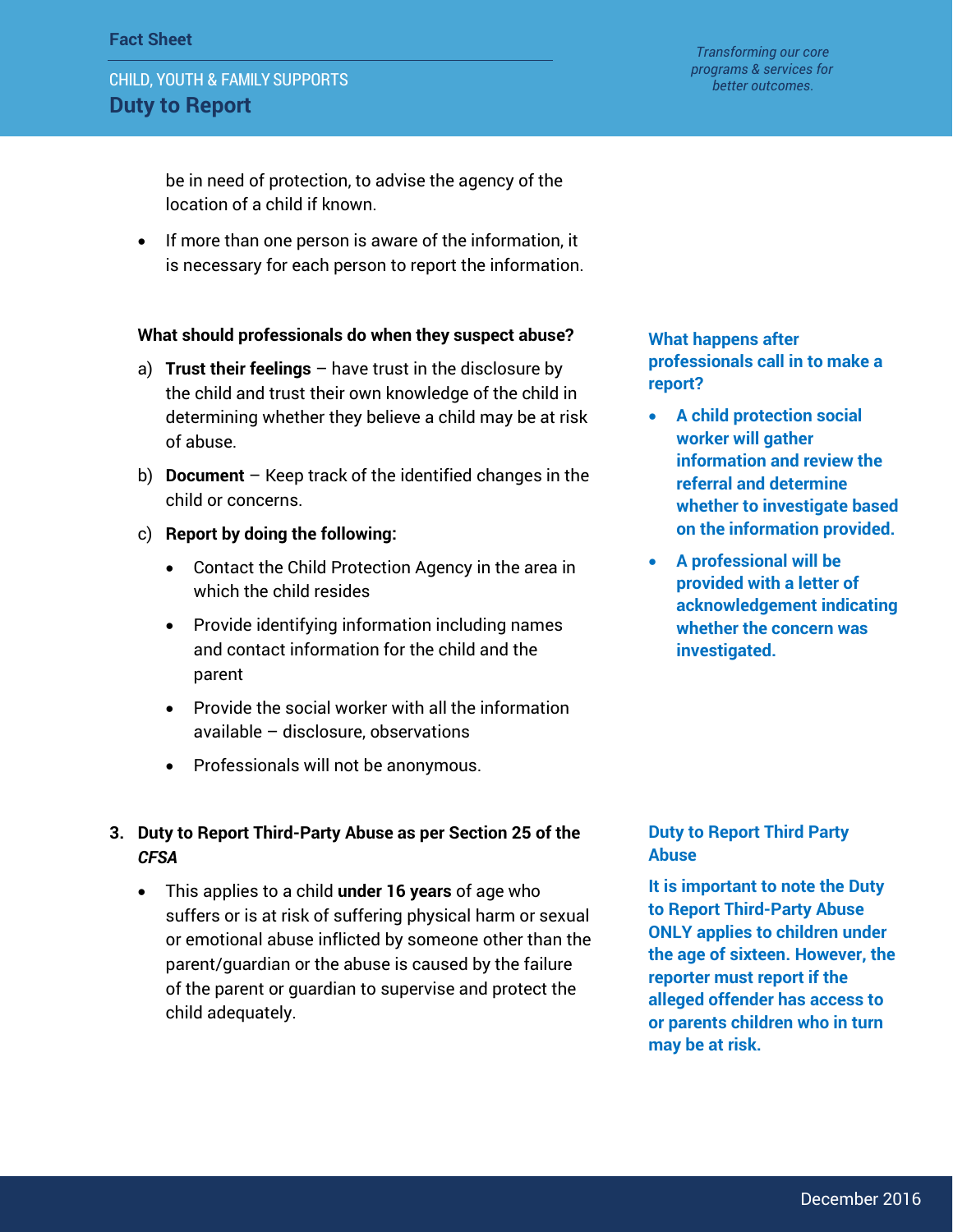be in need of protection, to advise the agency of the location of a child if known.

- If more than one person is aware of the information, it is necessary for each person to report the information.

**What should professionals do when they suspect abuse?**

a) **Trust their feelings** – have trust in the disclosure by the child and trust their own knowledge of the child in determining whether they believe a child may be at risk of abuse.

b) **Document** – Keep track of the identified changes in the child or concerns.

c) **Report by doing the following:**

- Contact the Child Protection Agency in the area in which the child resides
- Provide identifying information including names and contact information for the child and the parent
- Provide the social worker with all the information available – disclosure, observations
- Professionals will not be anonymous.

**What happens after professionals call in to make a report?**

- **A child protection social worker will gather information and review the referral and determine whether to investigate based on the information provided.**
- **A professional will be provided with a letter of acknowledgement indicating whether the concern was investigated.**

**3. Duty to Report Third-Party Abuse as per Section 25 of the *CFSA***

- This applies to a child **under 16 years** of age who suffers or is at risk of suffering physical harm or sexual or emotional abuse inflicted by someone other than the parent/guardian or the abuse is caused by the failure of the parent or guardian to supervise and protect the child adequately.

**Duty to Report Third Party Abuse**

**It is important to note the Duty to Report Third-Party Abuse ONLY applies to children under the age of sixteen. However, the reporter must report if the alleged offender has access to or parents children who in turn may be at risk.**